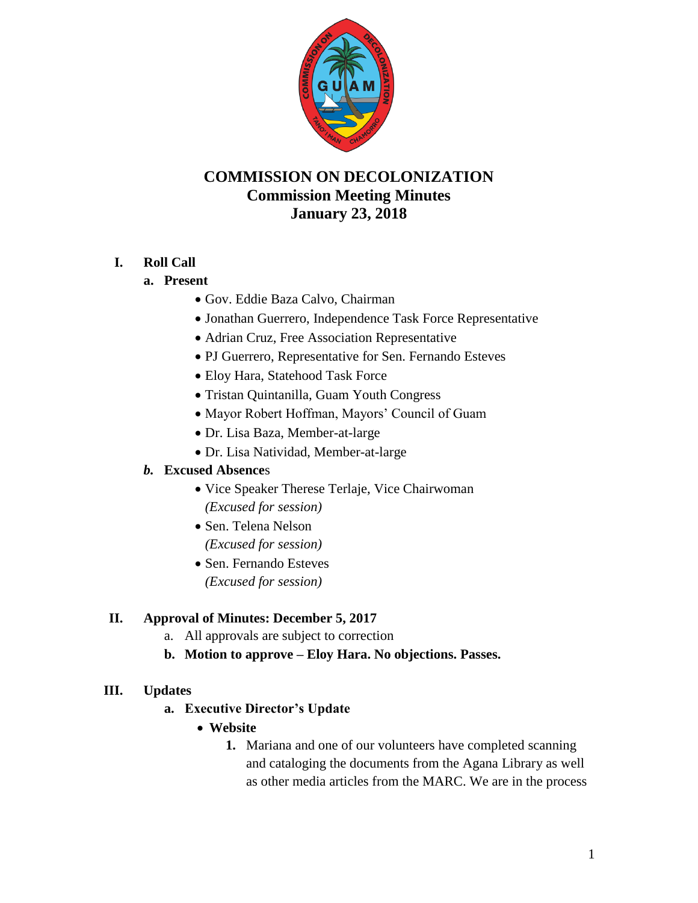# COMMISSION ON DECOLONIZATION
## Commission Meeting Minutes
## January 23, 2018

**I. Roll Call**

**a. Present**

- Gov. Eddie Baza Calvo, Chairman
- Jonathan Guerrero, Independence Task Force Representative
- Adrian Cruz, Free Association Representative
- PJ Guerrero, Representative for Sen. Fernando Esteves
- Eloy Hara, Statehood Task Force
- Tristan Quintanilla, Guam Youth Congress
- Mayor Robert Hoffman, Mayors' Council of Guam
- Dr. Lisa Baza, Member-at-large
- Dr. Lisa Natividad, Member-at-large

***b.* Excused Absences**

- Vice Speaker Therese Terlaje, Vice Chairwoman
  *(Excused for session)*
- Sen. Telena Nelson
  *(Excused for session)*
- Sen. Fernando Esteves
  *(Excused for session)*

**II. Approval of Minutes: December 5, 2017**

a. All approvals are subject to correction

**b. Motion to approve – Eloy Hara. No objections. Passes.**

**III. Updates**

**a. Executive Director's Update**

- **Website**
  1. Mariana and one of our volunteers have completed scanning and cataloging the documents from the Agana Library as well as other media articles from the MARC. We are in the process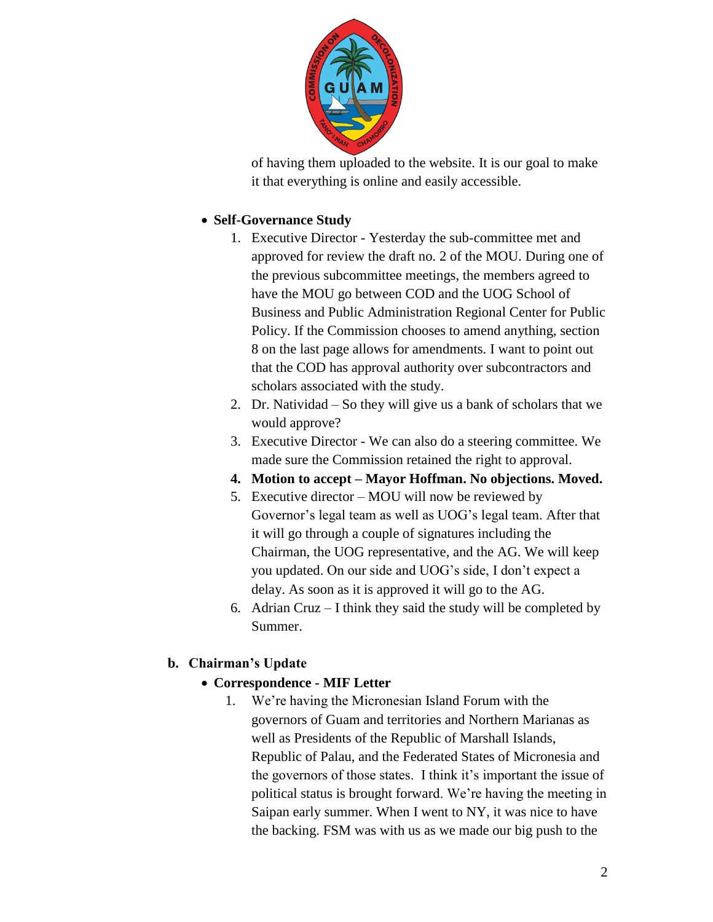of having them uploaded to the website. It is our goal to make it that everything is online and easily accessible.

- **Self-Governance Study**
  1. Executive Director - Yesterday the sub-committee met and approved for review the draft no. 2 of the MOU. During one of the previous subcommittee meetings, the members agreed to have the MOU go between COD and the UOG School of Business and Public Administration Regional Center for Public Policy. If the Commission chooses to amend anything, section 8 on the last page allows for amendments. I want to point out that the COD has approval authority over subcontractors and scholars associated with the study.
  2. Dr. Natividad – So they will give us a bank of scholars that we would approve?
  3. Executive Director - We can also do a steering committee. We made sure the Commission retained the right to approval.
  4. **Motion to accept – Mayor Hoffman. No objections. Moved.**
  5. Executive director – MOU will now be reviewed by Governor's legal team as well as UOG's legal team. After that it will go through a couple of signatures including the Chairman, the UOG representative, and the AG. We will keep you updated. On our side and UOG's side, I don't expect a delay. As soon as it is approved it will go to the AG.
  6. Adrian Cruz – I think they said the study will be completed by Summer.

**b. Chairman's Update**

- **Correspondence - MIF Letter**
  1. We're having the Micronesian Island Forum with the governors of Guam and territories and Northern Marianas as well as Presidents of the Republic of Marshall Islands, Republic of Palau, and the Federated States of Micronesia and the governors of those states. I think it's important the issue of political status is brought forward. We're having the meeting in Saipan early summer. When I went to NY, it was nice to have the backing. FSM was with us as we made our big push to the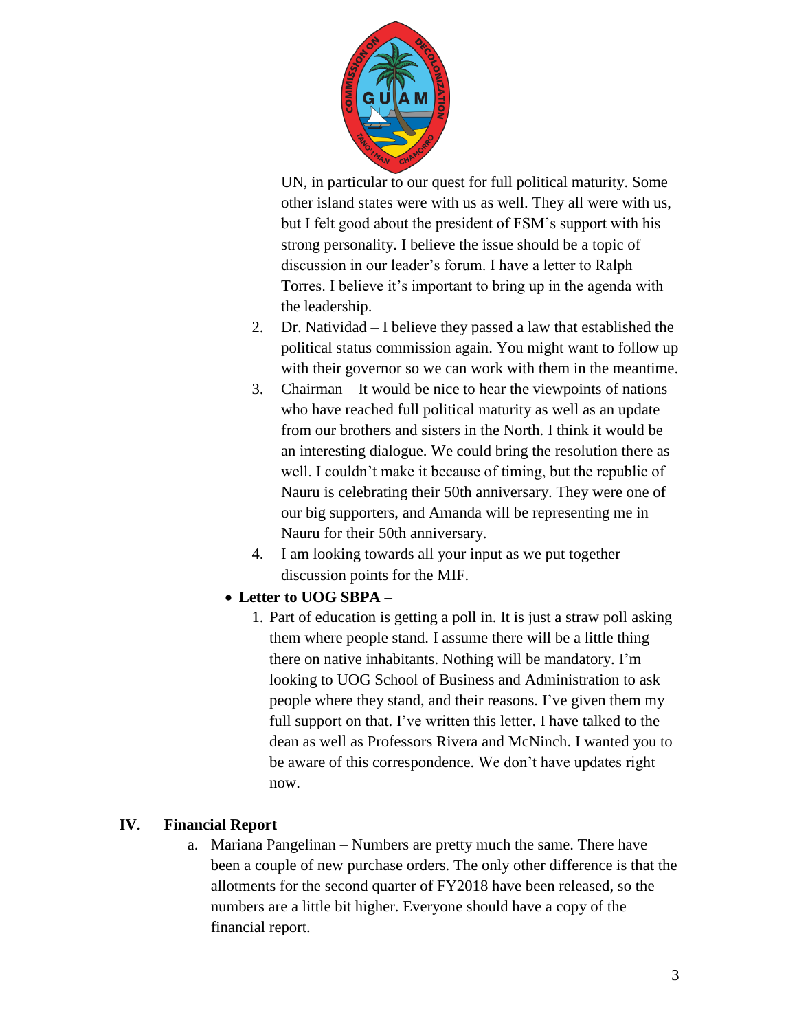UN, in particular to our quest for full political maturity. Some other island states were with us as well. They all were with us, but I felt good about the president of FSM's support with his strong personality. I believe the issue should be a topic of discussion in our leader's forum. I have a letter to Ralph Torres. I believe it's important to bring up in the agenda with the leadership.

2. Dr. Natividad – I believe they passed a law that established the political status commission again. You might want to follow up with their governor so we can work with them in the meantime.
3. Chairman – It would be nice to hear the viewpoints of nations who have reached full political maturity as well as an update from our brothers and sisters in the North. I think it would be an interesting dialogue. We could bring the resolution there as well. I couldn't make it because of timing, but the republic of Nauru is celebrating their 50th anniversary. They were one of our big supporters, and Amanda will be representing me in Nauru for their 50th anniversary.
4. I am looking towards all your input as we put together discussion points for the MIF.

- **Letter to UOG SBPA –**
  1. Part of education is getting a poll in. It is just a straw poll asking them where people stand. I assume there will be a little thing there on native inhabitants. Nothing will be mandatory. I'm looking to UOG School of Business and Administration to ask people where they stand, and their reasons. I've given them my full support on that. I've written this letter. I have talked to the dean as well as Professors Rivera and McNinch. I wanted you to be aware of this correspondence. We don't have updates right now.

## IV. Financial Report

a. Mariana Pangelinan – Numbers are pretty much the same. There have been a couple of new purchase orders. The only other difference is that the allotments for the second quarter of FY2018 have been released, so the numbers are a little bit higher. Everyone should have a copy of the financial report.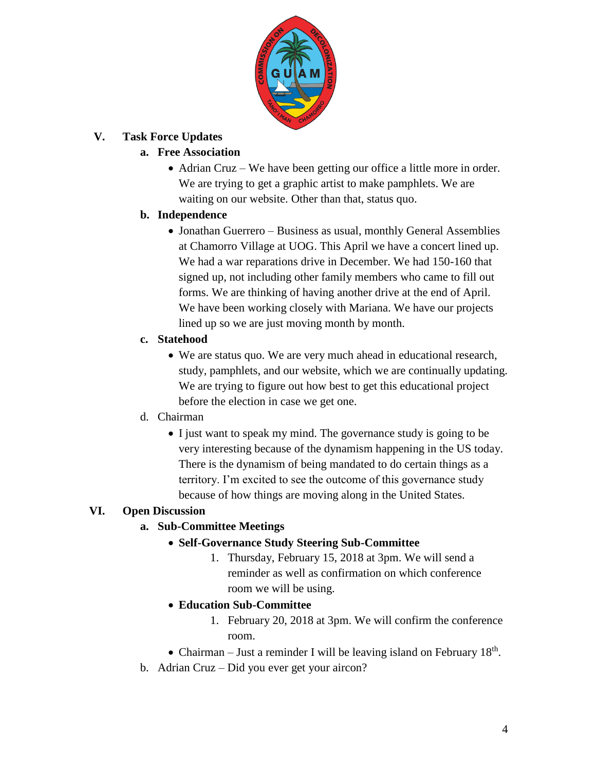## V. Task Force Updates

### a. Free Association

- Adrian Cruz – We have been getting our office a little more in order. We are trying to get a graphic artist to make pamphlets. We are waiting on our website. Other than that, status quo.

### b. Independence

- Jonathan Guerrero – Business as usual, monthly General Assemblies at Chamorro Village at UOG. This April we have a concert lined up. We had a war reparations drive in December. We had 150-160 that signed up, not including other family members who came to fill out forms. We are thinking of having another drive at the end of April. We have been working closely with Mariana. We have our projects lined up so we are just moving month by month.

### c. Statehood

- We are status quo. We are very much ahead in educational research, study, pamphlets, and our website, which we are continually updating. We are trying to figure out how best to get this educational project before the election in case we get one.

d. Chairman

- I just want to speak my mind. The governance study is going to be very interesting because of the dynamism happening in the US today. There is the dynamism of being mandated to do certain things as a territory. I'm excited to see the outcome of this governance study because of how things are moving along in the United States.

## VI. Open Discussion

### a. Sub-Committee Meetings

- **Self-Governance Study Steering Sub-Committee**
  1. Thursday, February 15, 2018 at 3pm. We will send a reminder as well as confirmation on which conference room we will be using.
- **Education Sub-Committee**
  1. February 20, 2018 at 3pm. We will confirm the conference room.
- Chairman – Just a reminder I will be leaving island on February 18th.

b. Adrian Cruz – Did you ever get your aircon?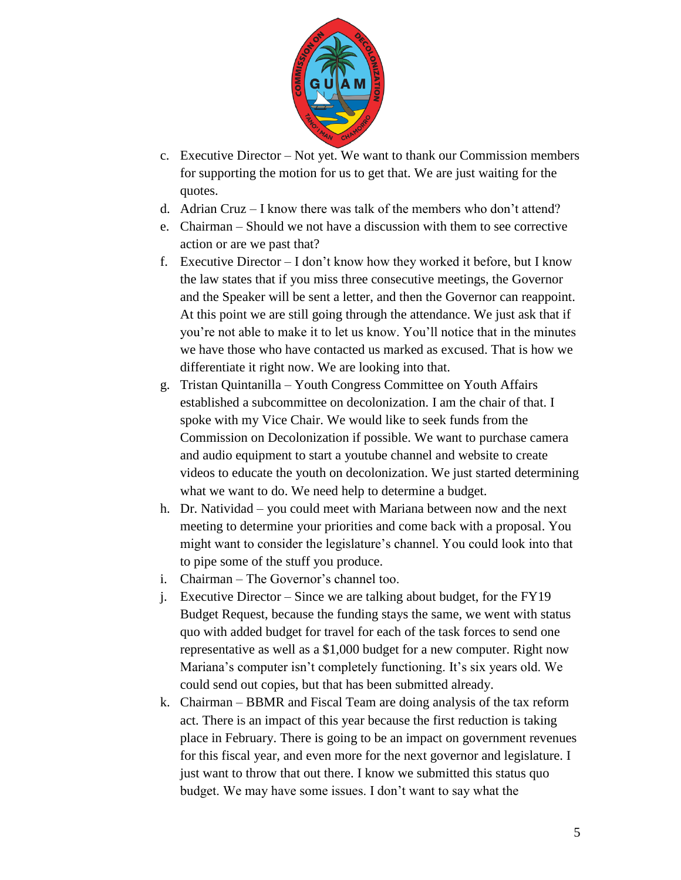c. Executive Director – Not yet. We want to thank our Commission members for supporting the motion for us to get that. We are just waiting for the quotes.
d. Adrian Cruz – I know there was talk of the members who don't attend?
e. Chairman – Should we not have a discussion with them to see corrective action or are we past that?
f. Executive Director – I don't know how they worked it before, but I know the law states that if you miss three consecutive meetings, the Governor and the Speaker will be sent a letter, and then the Governor can reappoint. At this point we are still going through the attendance. We just ask that if you're not able to make it to let us know. You'll notice that in the minutes we have those who have contacted us marked as excused. That is how we differentiate it right now. We are looking into that.
g. Tristan Quintanilla – Youth Congress Committee on Youth Affairs established a subcommittee on decolonization. I am the chair of that. I spoke with my Vice Chair. We would like to seek funds from the Commission on Decolonization if possible. We want to purchase camera and audio equipment to start a youtube channel and website to create videos to educate the youth on decolonization. We just started determining what we want to do. We need help to determine a budget.
h. Dr. Natividad – you could meet with Mariana between now and the next meeting to determine your priorities and come back with a proposal. You might want to consider the legislature's channel. You could look into that to pipe some of the stuff you produce.
i. Chairman – The Governor's channel too.
j. Executive Director – Since we are talking about budget, for the FY19 Budget Request, because the funding stays the same, we went with status quo with added budget for travel for each of the task forces to send one representative as well as a $1,000 budget for a new computer. Right now Mariana's computer isn't completely functioning. It's six years old. We could send out copies, but that has been submitted already.
k. Chairman – BBMR and Fiscal Team are doing analysis of the tax reform act. There is an impact of this year because the first reduction is taking place in February. There is going to be an impact on government revenues for this fiscal year, and even more for the next governor and legislature. I just want to throw that out there. I know we submitted this status quo budget. We may have some issues. I don't want to say what the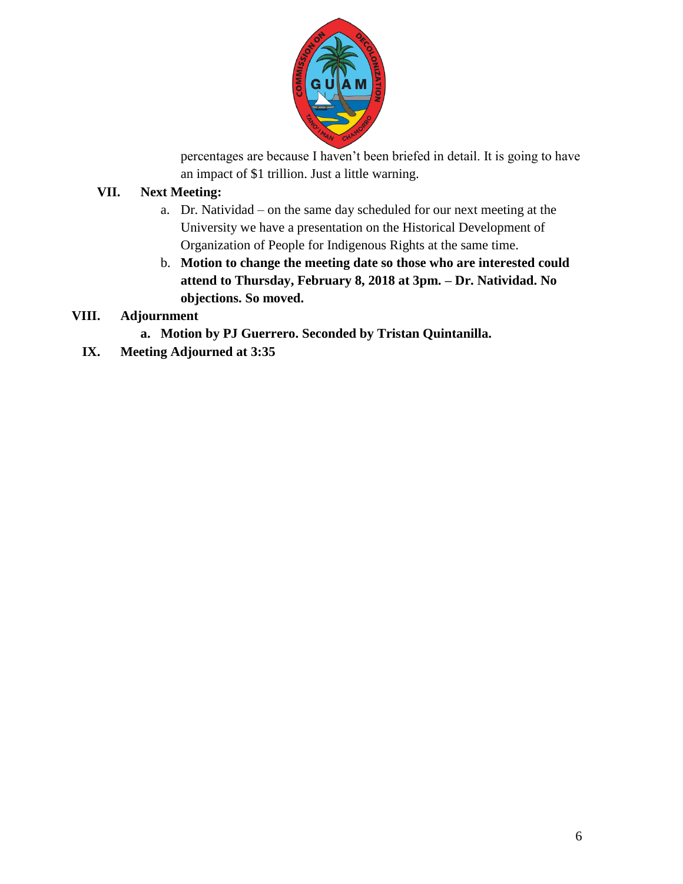percentages are because I haven't been briefed in detail. It is going to have an impact of $1 trillion. Just a little warning.

VII. **Next Meeting:**

a. Dr. Natividad – on the same day scheduled for our next meeting at the University we have a presentation on the Historical Development of Organization of People for Indigenous Rights at the same time.

b. **Motion to change the meeting date so those who are interested could attend to Thursday, February 8, 2018 at 3pm. – Dr. Natividad. No objections. So moved.**

VIII. **Adjournment**

**a. Motion by PJ Guerrero. Seconded by Tristan Quintanilla.**

IX. **Meeting Adjourned at 3:35**